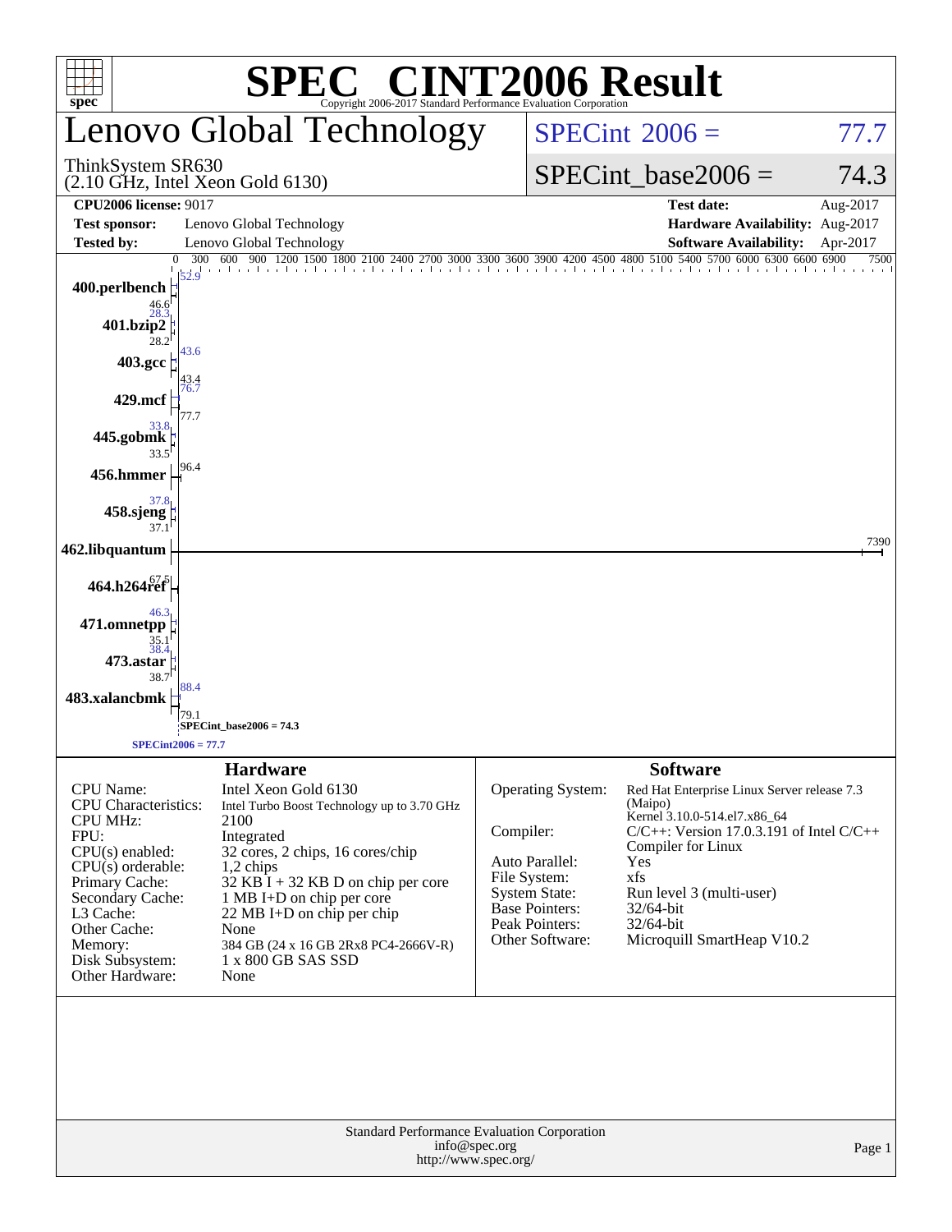# SPEC® CINT2006 Result

Copyright 2006-2017 Standard Performance Evaluation Corporation

## Lenovo Global Technology

ThinkSystem SR630
(2.10 GHz, Intel Xeon Gold 6130)

SPECint 2006 = 77.7

SPECint_base2006 = 74.3

| | | | |
|---|---|---|---|
| **CPU2006 license:** 9017 | | **Test date:** | Aug-2017 |
| **Test sponsor:** | Lenovo Global Technology | **Hardware Availability:** | Aug-2017 |
| **Tested by:** | Lenovo Global Technology | **Software Availability:** | Apr-2017 |

| Benchmark | Peak | Base |
|---|---|---|
| 400.perlbench | 52.9 | 46.6 |
| 401.bzip2 | 28.3 | 28.2 |
| 403.gcc | 43.6 | 43.4 |
| 429.mcf | 76.7 | 77.7 |
| 445.gobmk | 33.8 | 33.5 |
| 456.hmmer | 96.4 | |
| 458.sjeng | 37.8 | 37.1 |
| 462.libquantum | 7390 | |
| 464.h264ref | 67.5 | |
| 471.omnetpp | 46.3 | 35.1 |
| 473.astar | 38.4 | 38.7 |
| 483.xalancbmk | 88.4 | 79.1 |

SPECint_base2006 = 74.3

SPECint2006 = 77.7

### Hardware

| | |
|---|---|
| CPU Name: | Intel Xeon Gold 6130 |
| CPU Characteristics: | Intel Turbo Boost Technology up to 3.70 GHz |
| CPU MHz: | 2100 |
| FPU: | Integrated |
| CPU(s) enabled: | 32 cores, 2 chips, 16 cores/chip |
| CPU(s) orderable: | 1,2 chips |
| Primary Cache: | 32 KB I + 32 KB D on chip per core |
| Secondary Cache: | 1 MB I+D on chip per core |
| L3 Cache: | 22 MB I+D on chip per chip |
| Other Cache: | None |
| Memory: | 384 GB (24 x 16 GB 2Rx8 PC4-2666V-R) |
| Disk Subsystem: | 1 x 800 GB SAS SSD |
| Other Hardware: | None |

### Software

| | |
|---|---|
| Operating System: | Red Hat Enterprise Linux Server release 7.3 (Maipo) Kernel 3.10.0-514.el7.x86_64 |
| Compiler: | C/C++: Version 17.0.3.191 of Intel C/C++ Compiler for Linux |
| Auto Parallel: | Yes |
| File System: | xfs |
| System State: | Run level 3 (multi-user) |
| Base Pointers: | 32/64-bit |
| Peak Pointers: | 32/64-bit |
| Other Software: | Microquill SmartHeap V10.2 |

Standard Performance Evaluation Corporation
info@spec.org
http://www.spec.org/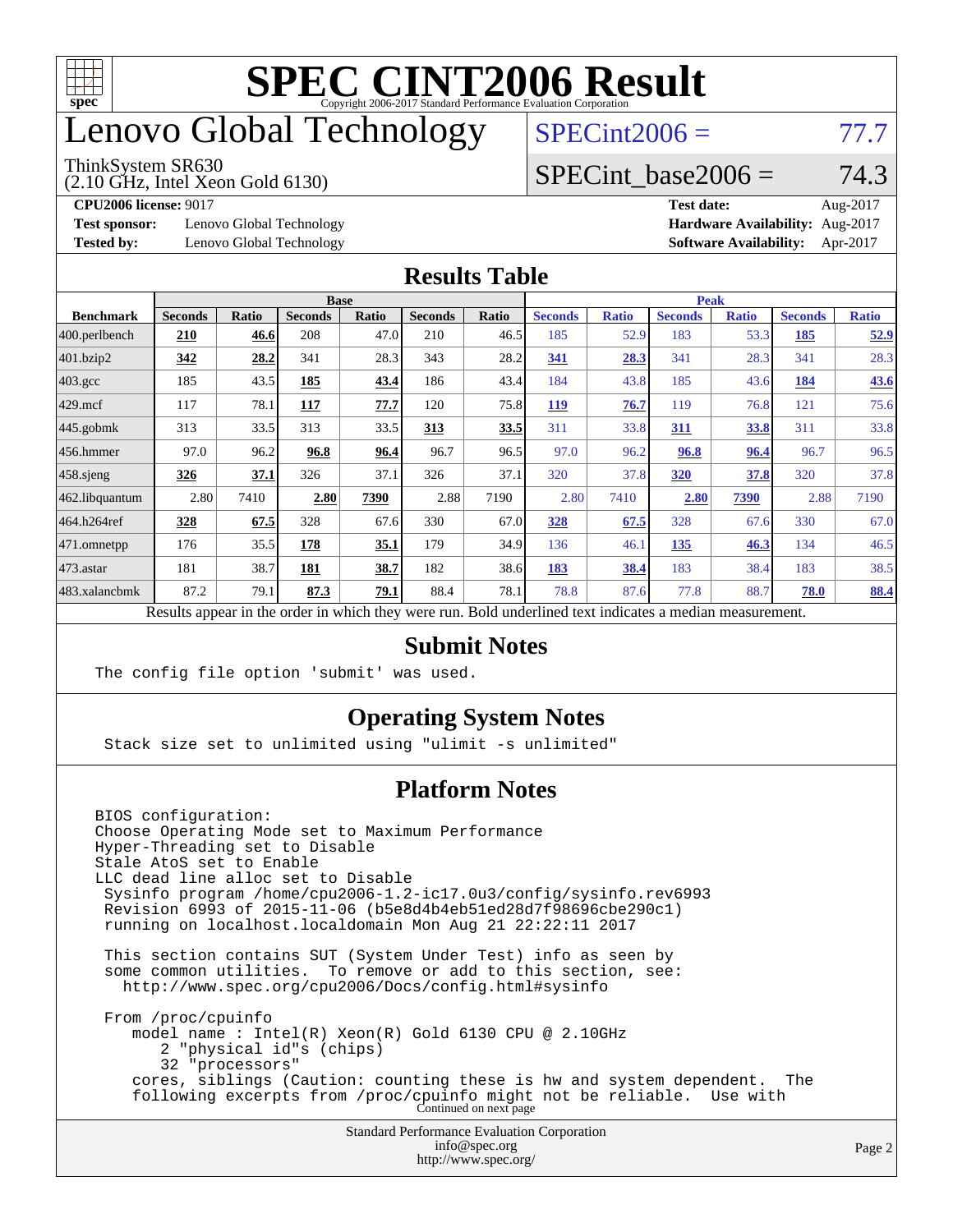# SPEC CINT2006 Result

Copyright 2006-2017 Standard Performance Evaluation Corporation

# Lenovo Global Technology

ThinkSystem SR630
(2.10 GHz, Intel Xeon Gold 6130)

SPECint2006 = 77.7

SPECint_base2006 = 74.3

**CPU2006 license:** 9017
**Test sponsor:** Lenovo Global Technology
**Tested by:** Lenovo Global Technology

**Test date:** Aug-2017
**Hardware Availability:** Aug-2017
**Software Availability:** Apr-2017

## Results Table

| Benchmark | Base | | | | | | Peak | | | | | |
|---|---|---|---|---|---|---|---|---|---|---|---|---|
| | Seconds | Ratio | Seconds | Ratio | Seconds | Ratio | Seconds | Ratio | Seconds | Ratio | Seconds | Ratio |
| 400.perlbench | **210** | **46.6** | 208 | 47.0 | 210 | 46.5 | 185 | 52.9 | 183 | 53.3 | **185** | **52.9** |
| 401.bzip2 | **342** | **28.2** | 341 | 28.3 | 343 | 28.2 | **341** | **28.3** | 341 | 28.3 | 341 | 28.3 |
| 403.gcc | 185 | 43.5 | **185** | **43.4** | 186 | 43.4 | 184 | 43.8 | 185 | 43.6 | **184** | **43.6** |
| 429.mcf | 117 | 78.1 | **117** | **77.7** | 120 | 75.8 | **119** | **76.7** | 119 | 76.8 | 121 | 75.6 |
| 445.gobmk | 313 | 33.5 | 313 | 33.5 | **313** | **33.5** | 311 | 33.8 | **311** | **33.8** | 311 | 33.8 |
| 456.hmmer | 97.0 | 96.2 | **96.8** | **96.4** | 96.7 | 96.5 | 97.0 | 96.2 | **96.8** | **96.4** | 96.7 | 96.5 |
| 458.sjeng | **326** | **37.1** | 326 | 37.1 | 326 | 37.1 | 320 | 37.8 | **320** | **37.8** | 320 | 37.8 |
| 462.libquantum | 2.80 | 7410 | **2.80** | **7390** | 2.88 | 7190 | 2.80 | 7410 | **2.80** | **7390** | 2.88 | 7190 |
| 464.h264ref | **328** | **67.5** | 328 | 67.6 | 330 | 67.0 | **328** | **67.5** | 328 | 67.6 | 330 | 67.0 |
| 471.omnetpp | 176 | 35.5 | **178** | **35.1** | 179 | 34.9 | 136 | 46.1 | **135** | **46.3** | 134 | 46.5 |
| 473.astar | 181 | 38.7 | **181** | **38.7** | 182 | 38.6 | **183** | **38.4** | 183 | 38.4 | 183 | 38.5 |
| 483.xalancbmk | 87.2 | 79.1 | **87.3** | **79.1** | 88.4 | 78.1 | 78.8 | 87.6 | 77.8 | 88.7 | **78.0** | **88.4** |

Results appear in the order in which they were run. Bold underlined text indicates a median measurement.

## Submit Notes

```
The config file option 'submit' was used.
```

## Operating System Notes

```
Stack size set to unlimited using "ulimit -s unlimited"
```

## Platform Notes

```
BIOS configuration:
Choose Operating Mode set to Maximum Performance
Hyper-Threading set to Disable
Stale AtoS set to Enable
LLC dead line alloc set to Disable
 Sysinfo program /home/cpu2006-1.2-ic17.0u3/config/sysinfo.rev6993
 Revision 6993 of 2015-11-06 (b5e8d4b4eb51ed28d7f98696cbe290c1)
 running on localhost.localdomain Mon Aug 21 22:22:11 2017

 This section contains SUT (System Under Test) info as seen by
 some common utilities.  To remove or add to this section, see:
   http://www.spec.org/cpu2006/Docs/config.html#sysinfo

 From /proc/cpuinfo
    model name : Intel(R) Xeon(R) Gold 6130 CPU @ 2.10GHz
       2 "physical id"s (chips)
       32 "processors"
    cores, siblings (Caution: counting these is hw and system dependent.  The
    following excerpts from /proc/cpuinfo might not be reliable.  Use with
```

Continued on next page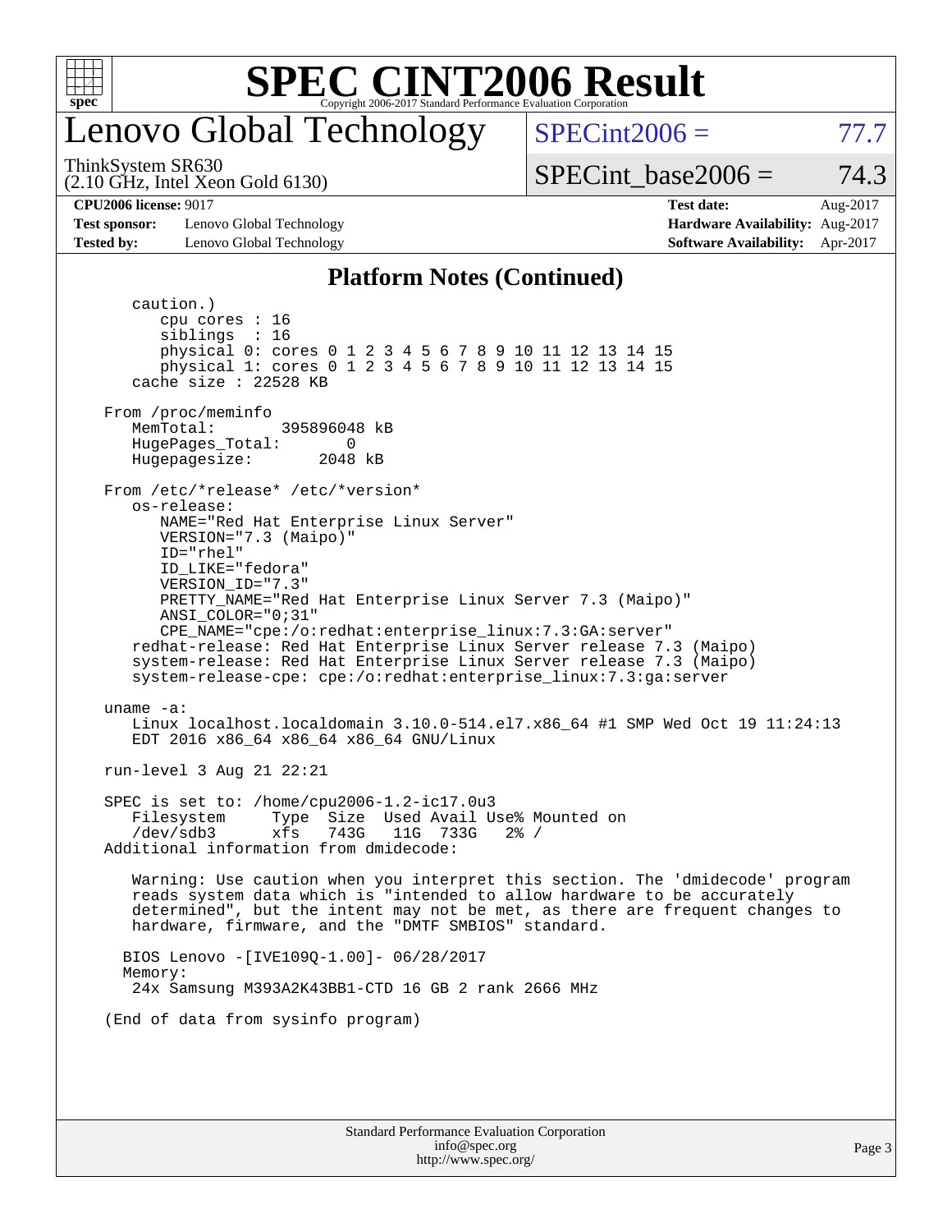# Lenovo Global Technology

ThinkSystem SR630
(2.10 GHz, Intel Xeon Gold 6130)

SPECint2006 = 77.7

SPECint_base2006 = 74.3

**CPU2006 license:** 9017

**Test sponsor:** Lenovo Global Technology

**Tested by:** Lenovo Global Technology

**Test date:** Aug-2017

**Hardware Availability:** Aug-2017

**Software Availability:** Apr-2017

## Platform Notes (Continued)

```
      caution.)
         cpu cores : 16
         siblings  : 16
         physical 0: cores 0 1 2 3 4 5 6 7 8 9 10 11 12 13 14 15
         physical 1: cores 0 1 2 3 4 5 6 7 8 9 10 11 12 13 14 15
      cache size : 22528 KB

   From /proc/meminfo
      MemTotal:       395896048 kB
      HugePages_Total:       0
      Hugepagesize:       2048 kB

   From /etc/*release* /etc/*version*
      os-release:
         NAME="Red Hat Enterprise Linux Server"
         VERSION="7.3 (Maipo)"
         ID="rhel"
         ID_LIKE="fedora"
         VERSION_ID="7.3"
         PRETTY_NAME="Red Hat Enterprise Linux Server 7.3 (Maipo)"
         ANSI_COLOR="0;31"
         CPE_NAME="cpe:/o:redhat:enterprise_linux:7.3:GA:server"
      redhat-release: Red Hat Enterprise Linux Server release 7.3 (Maipo)
      system-release: Red Hat Enterprise Linux Server release 7.3 (Maipo)
      system-release-cpe: cpe:/o:redhat:enterprise_linux:7.3:ga:server

   uname -a:
      Linux localhost.localdomain 3.10.0-514.el7.x86_64 #1 SMP Wed Oct 19 11:24:13
      EDT 2016 x86_64 x86_64 x86_64 GNU/Linux

   run-level 3 Aug 21 22:21

   SPEC is set to: /home/cpu2006-1.2-ic17.0u3
      Filesystem     Type  Size  Used Avail Use% Mounted on
      /dev/sdb3      xfs   743G   11G  733G   2% /
   Additional information from dmidecode:

      Warning: Use caution when you interpret this section. The 'dmidecode' program
      reads system data which is "intended to allow hardware to be accurately
      determined", but the intent may not be met, as there are frequent changes to
      hardware, firmware, and the "DMTF SMBIOS" standard.

     BIOS Lenovo -[IVE109Q-1.00]- 06/28/2017
     Memory:
      24x Samsung M393A2K43BB1-CTD 16 GB 2 rank 2666 MHz

   (End of data from sysinfo program)
```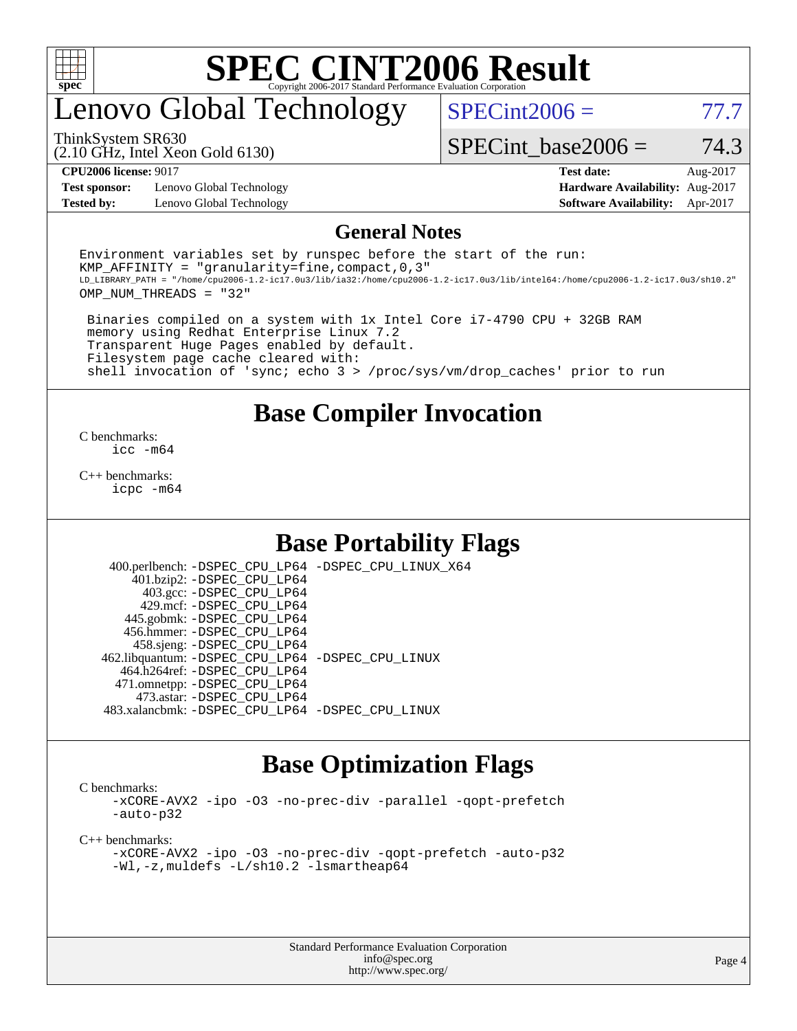# SPEC CINT2006 Result

Copyright 2006-2017 Standard Performance Evaluation Corporation

# Lenovo Global Technology

ThinkSystem SR630
(2.10 GHz, Intel Xeon Gold 6130)

SPECint2006 = 77.7

SPECint_base2006 = 74.3

**CPU2006 license:** 9017
**Test sponsor:** Lenovo Global Technology
**Tested by:** Lenovo Global Technology

**Test date:** Aug-2017
**Hardware Availability:** Aug-2017
**Software Availability:** Apr-2017

## General Notes

```
Environment variables set by runspec before the start of the run:
KMP_AFFINITY = "granularity=fine,compact,0,3"
LD_LIBRARY_PATH = "/home/cpu2006-1.2-ic17.0u3/lib/ia32:/home/cpu2006-1.2-ic17.0u3/lib/intel64:/home/cpu2006-1.2-ic17.0u3/sh10.2"
OMP_NUM_THREADS = "32"

 Binaries compiled on a system with 1x Intel Core i7-4790 CPU + 32GB RAM
 memory using Redhat Enterprise Linux 7.2
 Transparent Huge Pages enabled by default.
 Filesystem page cache cleared with:
 shell invocation of 'sync; echo 3 > /proc/sys/vm/drop_caches' prior to run
```

## Base Compiler Invocation

C benchmarks:
```
icc -m64
```

C++ benchmarks:
```
icpc -m64
```

## Base Portability Flags

```
    400.perlbench: -DSPEC_CPU_LP64 -DSPEC_CPU_LINUX_X64
        401.bzip2: -DSPEC_CPU_LP64
          403.gcc: -DSPEC_CPU_LP64
          429.mcf: -DSPEC_CPU_LP64
        445.gobmk: -DSPEC_CPU_LP64
       456.hmmer: -DSPEC_CPU_LP64
        458.sjeng: -DSPEC_CPU_LP64
   462.libquantum: -DSPEC_CPU_LP64 -DSPEC_CPU_LINUX
      464.h264ref: -DSPEC_CPU_LP64
      471.omnetpp: -DSPEC_CPU_LP64
        473.astar: -DSPEC_CPU_LP64
   483.xalancbmk: -DSPEC_CPU_LP64 -DSPEC_CPU_LINUX
```

## Base Optimization Flags

C benchmarks:
```
-xCORE-AVX2 -ipo -O3 -no-prec-div -parallel -qopt-prefetch
-auto-p32
```

C++ benchmarks:
```
-xCORE-AVX2 -ipo -O3 -no-prec-div -qopt-prefetch -auto-p32
-Wl,-z,muldefs -L/sh10.2 -lsmartheap64
```

Standard Performance Evaluation Corporation
info@spec.org
http://www.spec.org/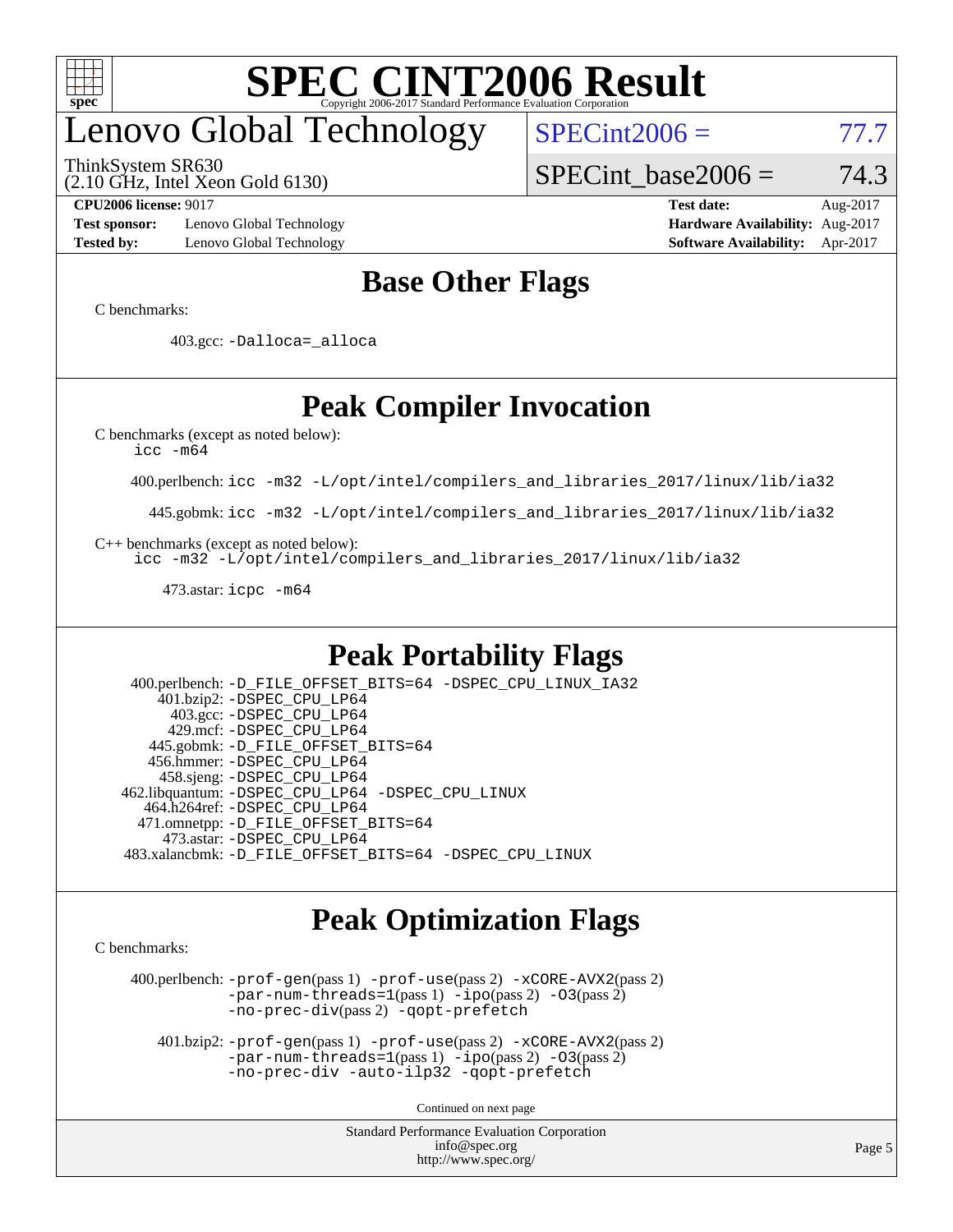# SPEC CINT2006 Result

Copyright 2006-2017 Standard Performance Evaluation Corporation

# Lenovo Global Technology

ThinkSystem SR630
(2.10 GHz, Intel Xeon Gold 6130)

SPECint2006 = 77.7

SPECint_base2006 = 74.3

**CPU2006 license:** 9017
**Test sponsor:** Lenovo Global Technology
**Tested by:** Lenovo Global Technology

**Test date:** Aug-2017
**Hardware Availability:** Aug-2017
**Software Availability:** Apr-2017

## Base Other Flags

C benchmarks:

403.gcc: `-Dalloca=_alloca`

## Peak Compiler Invocation

C benchmarks (except as noted below):
`icc -m64`

400.perlbench: `icc -m32 -L/opt/intel/compilers_and_libraries_2017/linux/lib/ia32`

445.gobmk: `icc -m32 -L/opt/intel/compilers_and_libraries_2017/linux/lib/ia32`

C++ benchmarks (except as noted below):
`icc -m32 -L/opt/intel/compilers_and_libraries_2017/linux/lib/ia32`

473.astar: `icpc -m64`

## Peak Portability Flags

400.perlbench: `-D_FILE_OFFSET_BITS=64 -DSPEC_CPU_LINUX_IA32`
401.bzip2: `-DSPEC_CPU_LP64`
403.gcc: `-DSPEC_CPU_LP64`
429.mcf: `-DSPEC_CPU_LP64`
445.gobmk: `-D_FILE_OFFSET_BITS=64`
456.hmmer: `-DSPEC_CPU_LP64`
458.sjeng: `-DSPEC_CPU_LP64`
462.libquantum: `-DSPEC_CPU_LP64 -DSPEC_CPU_LINUX`
464.h264ref: `-DSPEC_CPU_LP64`
471.omnetpp: `-D_FILE_OFFSET_BITS=64`
473.astar: `-DSPEC_CPU_LP64`
483.xalancbmk: `-D_FILE_OFFSET_BITS=64 -DSPEC_CPU_LINUX`

## Peak Optimization Flags

C benchmarks:

400.perlbench: `-prof-gen`(pass 1) `-prof-use`(pass 2) `-xCORE-AVX2`(pass 2) `-par-num-threads=1`(pass 1) `-ipo`(pass 2) `-O3`(pass 2) `-no-prec-div`(pass 2) `-qopt-prefetch`

401.bzip2: `-prof-gen`(pass 1) `-prof-use`(pass 2) `-xCORE-AVX2`(pass 2) `-par-num-threads=1`(pass 1) `-ipo`(pass 2) `-O3`(pass 2) `-no-prec-div -auto-ilp32 -qopt-prefetch`

Continued on next page

Standard Performance Evaluation Corporation
info@spec.org
http://www.spec.org/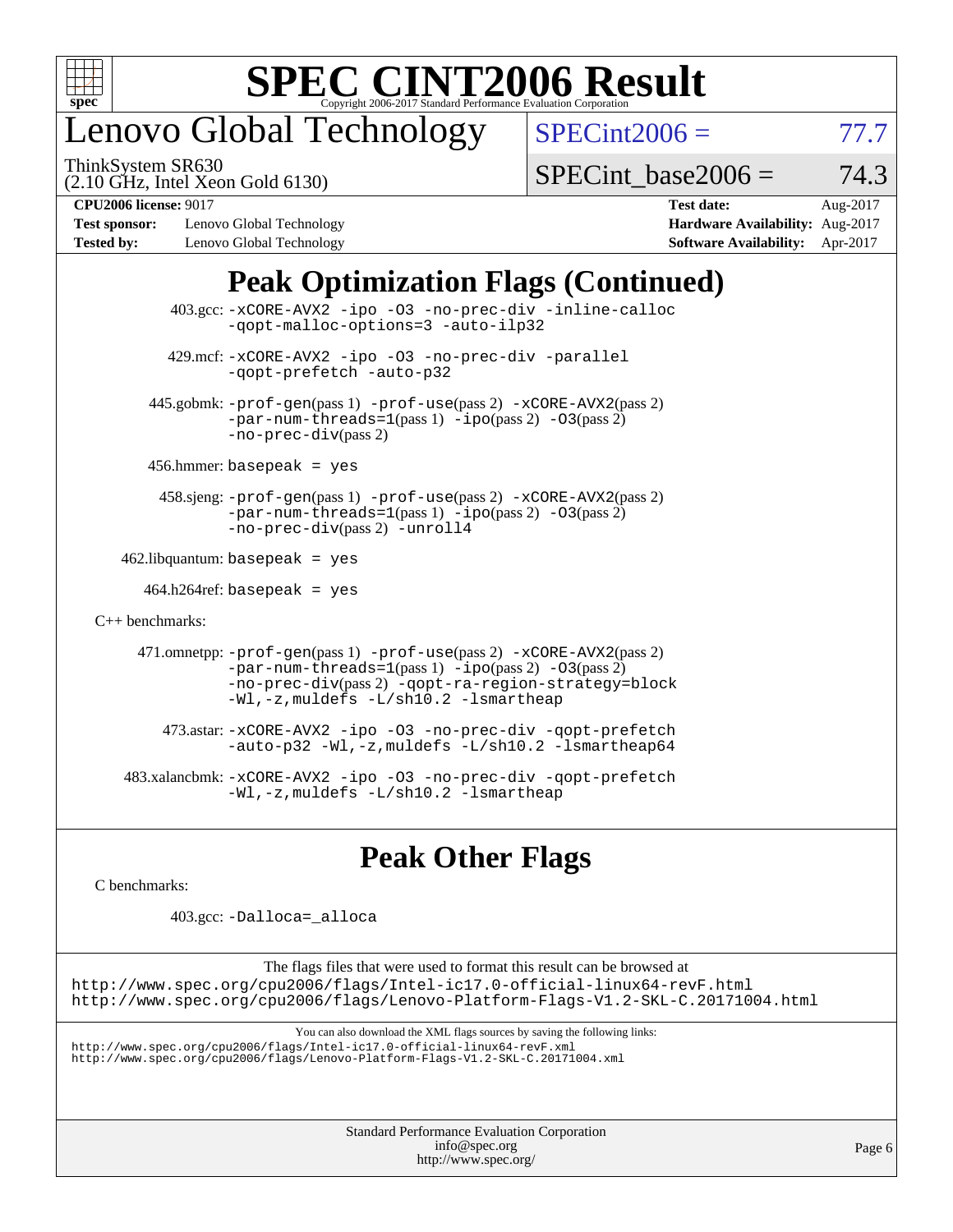# SPEC CINT2006 Result

Copyright 2006-2017 Standard Performance Evaluation Corporation

## Lenovo Global Technology

ThinkSystem SR630
(2.10 GHz, Intel Xeon Gold 6130)

SPECint2006 = 77.7

SPECint_base2006 = 74.3

**CPU2006 license:** 9017
**Test sponsor:** Lenovo Global Technology
**Tested by:** Lenovo Global Technology

**Test date:** Aug-2017
**Hardware Availability:** Aug-2017
**Software Availability:** Apr-2017

## Peak Optimization Flags (Continued)

403.gcc: -xCORE-AVX2 -ipo -O3 -no-prec-div -inline-calloc -qopt-malloc-options=3 -auto-ilp32

429.mcf: -xCORE-AVX2 -ipo -O3 -no-prec-div -parallel -qopt-prefetch -auto-p32

445.gobmk: -prof-gen(pass 1) -prof-use(pass 2) -xCORE-AVX2(pass 2) -par-num-threads=1(pass 1) -ipo(pass 2) -O3(pass 2) -no-prec-div(pass 2)

456.hmmer: basepeak = yes

458.sjeng: -prof-gen(pass 1) -prof-use(pass 2) -xCORE-AVX2(pass 2) -par-num-threads=1(pass 1) -ipo(pass 2) -O3(pass 2) -no-prec-div(pass 2) -unroll4

462.libquantum: basepeak = yes

464.h264ref: basepeak = yes

C++ benchmarks:

471.omnetpp: -prof-gen(pass 1) -prof-use(pass 2) -xCORE-AVX2(pass 2) -par-num-threads=1(pass 1) -ipo(pass 2) -O3(pass 2) -no-prec-div(pass 2) -qopt-ra-region-strategy=block -Wl,-z,muldefs -L/sh10.2 -lsmartheap

473.astar: -xCORE-AVX2 -ipo -O3 -no-prec-div -qopt-prefetch -auto-p32 -Wl,-z,muldefs -L/sh10.2 -lsmartheap64

483.xalancbmk: -xCORE-AVX2 -ipo -O3 -no-prec-div -qopt-prefetch -Wl,-z,muldefs -L/sh10.2 -lsmartheap

## Peak Other Flags

C benchmarks:

403.gcc: -Dalloca=_alloca

The flags files that were used to format this result can be browsed at
http://www.spec.org/cpu2006/flags/Intel-ic17.0-official-linux64-revF.html
http://www.spec.org/cpu2006/flags/Lenovo-Platform-Flags-V1.2-SKL-C.20171004.html

You can also download the XML flags sources by saving the following links:
http://www.spec.org/cpu2006/flags/Intel-ic17.0-official-linux64-revF.xml
http://www.spec.org/cpu2006/flags/Lenovo-Platform-Flags-V1.2-SKL-C.20171004.xml

Standard Performance Evaluation Corporation
info@spec.org
http://www.spec.org/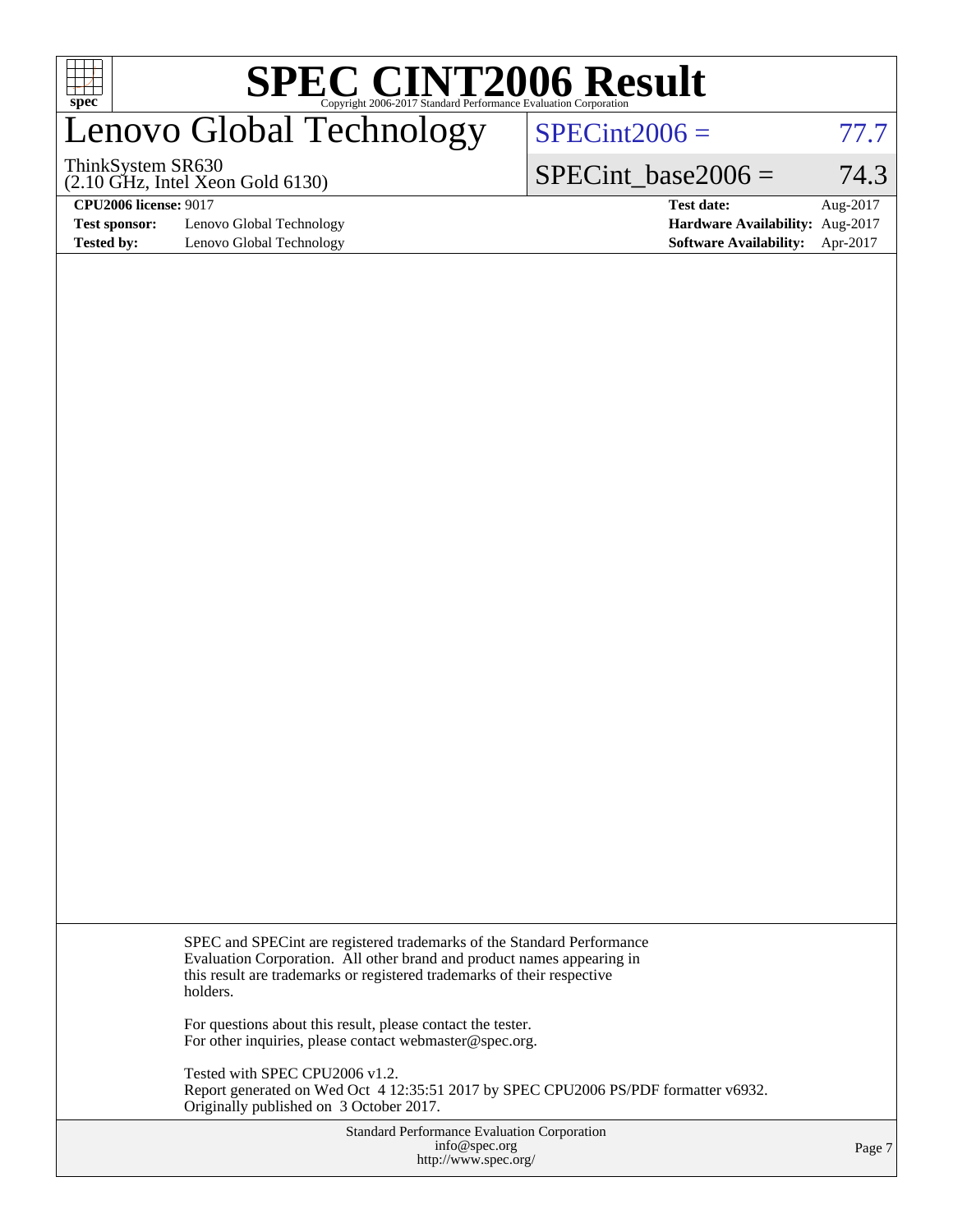# SPEC CINT2006 Result

Copyright 2006-2017 Standard Performance Evaluation Corporation

## Lenovo Global Technology

ThinkSystem SR630
(2.10 GHz, Intel Xeon Gold 6130)

SPECint2006 = 77.7

SPECint_base2006 = 74.3

| | | | |
|---|---|---|---|
| **CPU2006 license:** 9017 | | **Test date:** | Aug-2017 |
| **Test sponsor:** | Lenovo Global Technology | **Hardware Availability:** | Aug-2017 |
| **Tested by:** | Lenovo Global Technology | **Software Availability:** | Apr-2017 |

SPEC and SPECint are registered trademarks of the Standard Performance Evaluation Corporation. All other brand and product names appearing in this result are trademarks or registered trademarks of their respective holders.

For questions about this result, please contact the tester.
For other inquiries, please contact webmaster@spec.org.

Tested with SPEC CPU2006 v1.2.
Report generated on Wed Oct 4 12:35:51 2017 by SPEC CPU2006 PS/PDF formatter v6932.
Originally published on 3 October 2017.

Standard Performance Evaluation Corporation
info@spec.org
http://www.spec.org/